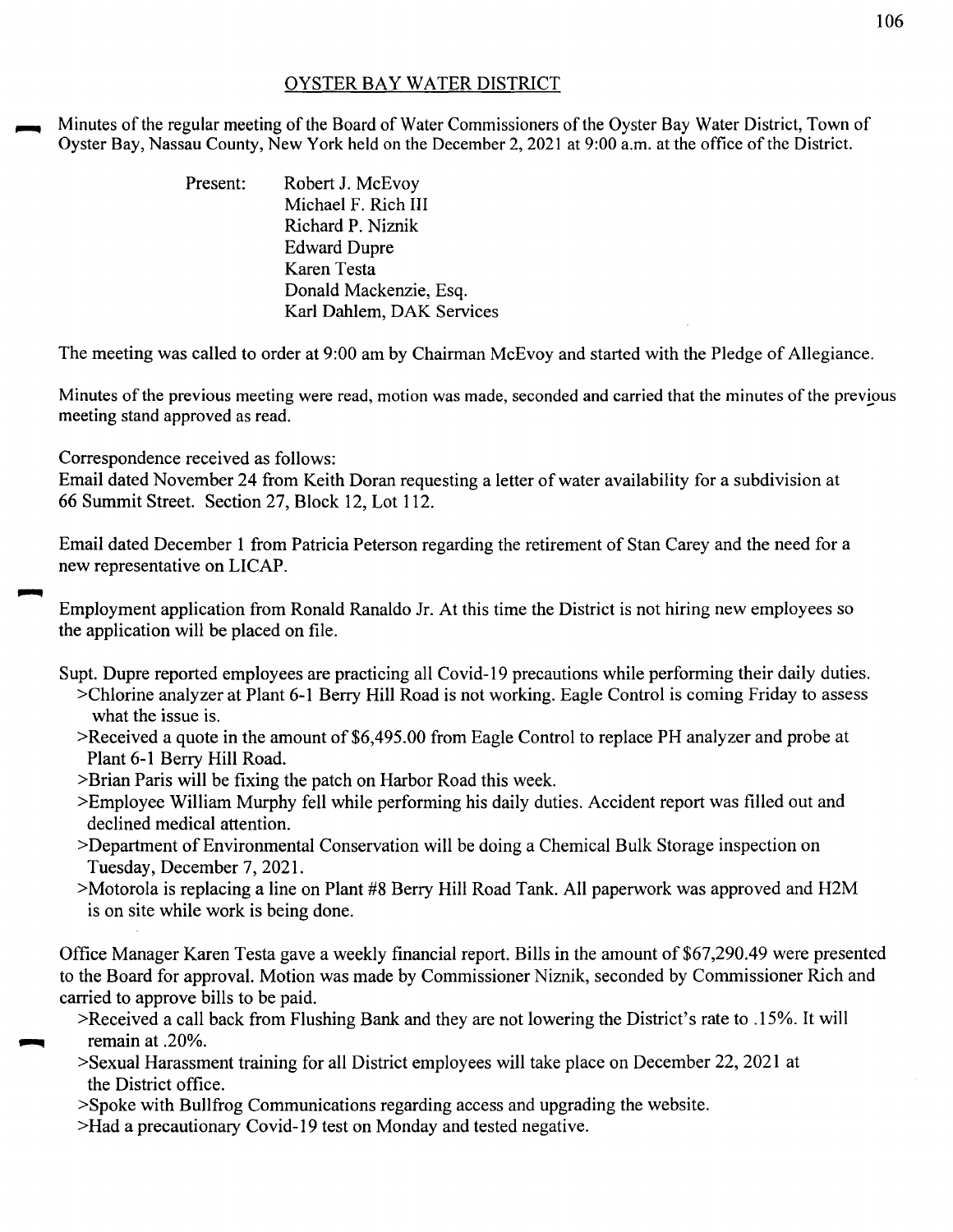# OYSTER BAY WATER DISTRICT

Minutes of the regular meeting of the Board of Water Commissioners of the Oyster Bay Water District, Town of Oyster Bay, Nassau County, New York held on the December 2, 2021 at 9:00 a.m. at the office of the District.

Present:
- Robert J. McEvoy
- Michael F. Rich III
- Richard P. Niznik
- Edward Dupre
- Karen Testa
- Donald Mackenzie, Esq.
- Karl Dahlem, DAK Services

The meeting was called to order at 9:00 am by Chairman McEvoy and started with the Pledge of Allegiance.

Minutes of the previous meeting were read, motion was made, seconded and carried that the minutes of the previous meeting stand approved as read.

Correspondence received as follows:
Email dated November 24 from Keith Doran requesting a letter of water availability for a subdivision at 66 Summit Street. Section 27, Block 12, Lot 112.

Email dated December 1 from Patricia Peterson regarding the retirement of Stan Carey and the need for a new representative on LICAP.

Employment application from Ronald Ranaldo Jr. At this time the District is not hiring new employees so the application will be placed on file.

Supt. Dupre reported employees are practicing all Covid-19 precautions while performing their daily duties.
>Chlorine analyzer at Plant 6-1 Berry Hill Road is not working. Eagle Control is coming Friday to assess what the issue is.
>Received a quote in the amount of $6,495.00 from Eagle Control to replace PH analyzer and probe at Plant 6-1 Berry Hill Road.
>Brian Paris will be fixing the patch on Harbor Road this week.
>Employee William Murphy fell while performing his daily duties. Accident report was filled out and declined medical attention.
>Department of Environmental Conservation will be doing a Chemical Bulk Storage inspection on Tuesday, December 7, 2021.
>Motorola is replacing a line on Plant #8 Berry Hill Road Tank. All paperwork was approved and H2M is on site while work is being done.

Office Manager Karen Testa gave a weekly financial report. Bills in the amount of $67,290.49 were presented to the Board for approval. Motion was made by Commissioner Niznik, seconded by Commissioner Rich and carried to approve bills to be paid.
>Received a call back from Flushing Bank and they are not lowering the District's rate to .15%. It will remain at .20%.
>Sexual Harassment training for all District employees will take place on December 22, 2021 at the District office.
>Spoke with Bullfrog Communications regarding access and upgrading the website.
>Had a precautionary Covid-19 test on Monday and tested negative.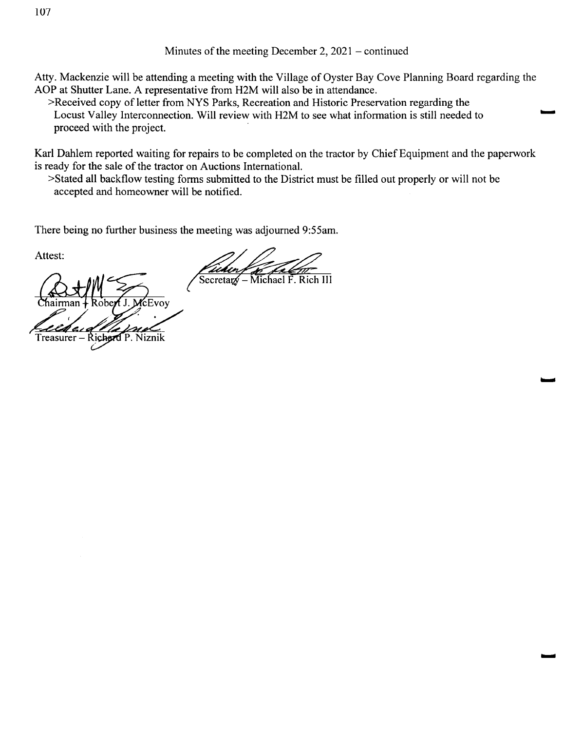Minutes of the meeting December 2, 2021 – continued

Atty. Mackenzie will be attending a meeting with the Village of Oyster Bay Cove Planning Board regarding the AOP at Shutter Lane. A representative from H2M will also be in attendance.

>Received copy of letter from NYS Parks, Recreation and Historic Preservation regarding the Locust Valley Interconnection. Will review with H2M to see what information is still needed to proceed with the project.

Karl Dahlem reported waiting for repairs to be completed on the tractor by Chief Equipment and the paperwork is ready for the sale of the tractor on Auctions International.

>Stated all backflow testing forms submitted to the District must be filled out properly or will not be accepted and homeowner will be notified.

There being no further business the meeting was adjourned 9:55am.

Attest:

Secretary – Michael F. Rich III

Chairman – Robert J. McEvoy

Treasurer – Richard P. Niznik